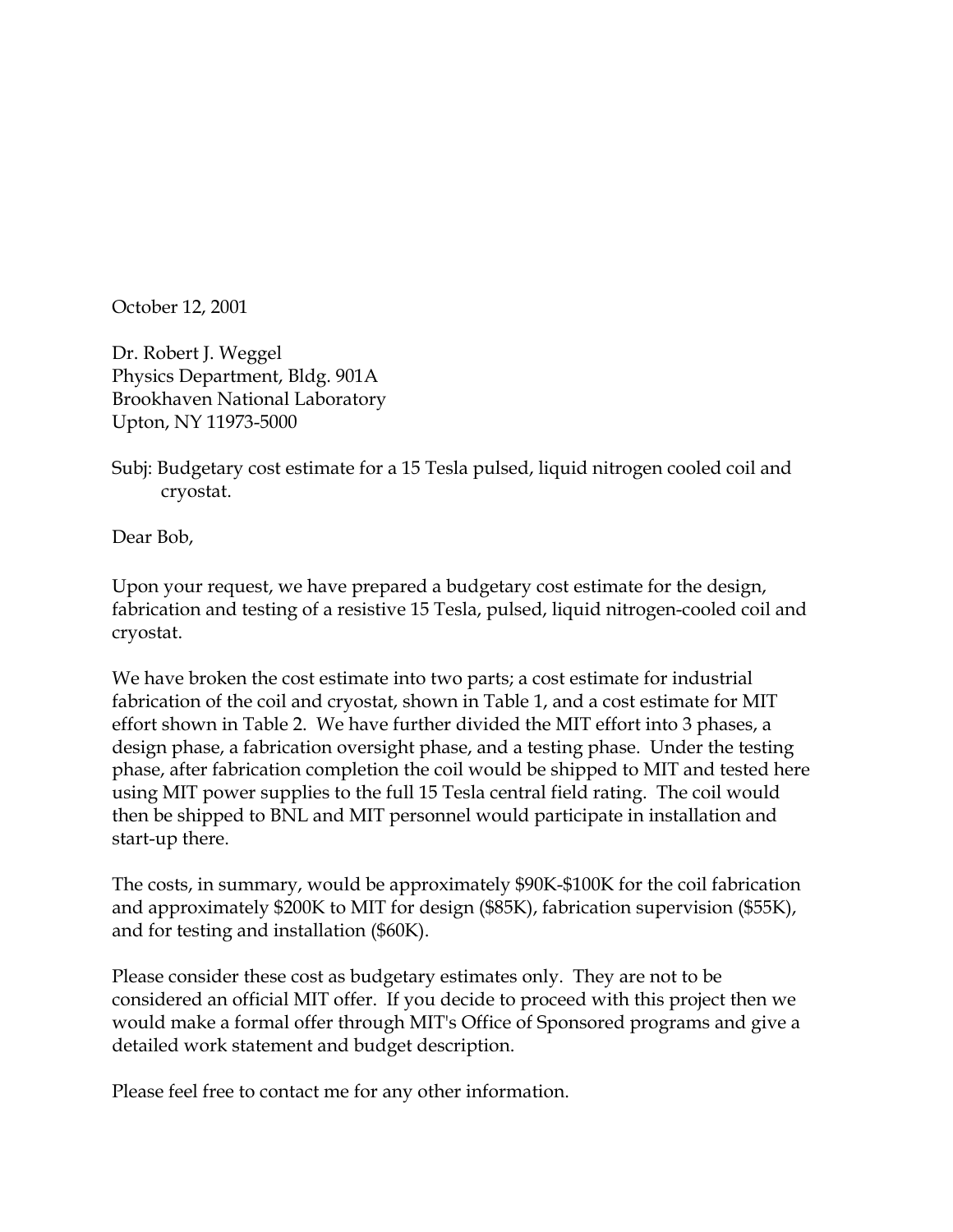October 12, 2001

Dr. Robert J. Weggel  
Physics Department, Bldg. 901A  
Brookhaven National Laboratory  
Upton, NY 11973-5000

Subj: Budgetary cost estimate for a 15 Tesla pulsed, liquid nitrogen cooled coil and cryostat.

Dear Bob,

Upon your request, we have prepared a budgetary cost estimate for the design, fabrication and testing of a resistive 15 Tesla, pulsed, liquid nitrogen-cooled coil and cryostat.

We have broken the cost estimate into two parts; a cost estimate for industrial fabrication of the coil and cryostat, shown in Table 1, and a cost estimate for MIT effort shown in Table 2. We have further divided the MIT effort into 3 phases, a design phase, a fabrication oversight phase, and a testing phase. Under the testing phase, after fabrication completion the coil would be shipped to MIT and tested here using MIT power supplies to the full 15 Tesla central field rating. The coil would then be shipped to BNL and MIT personnel would participate in installation and start-up there.

The costs, in summary, would be approximately $90K-$100K for the coil fabrication and approximately $200K to MIT for design ($85K), fabrication supervision ($55K), and for testing and installation ($60K).

Please consider these cost as budgetary estimates only. They are not to be considered an official MIT offer. If you decide to proceed with this project then we would make a formal offer through MIT's Office of Sponsored programs and give a detailed work statement and budget description.

Please feel free to contact me for any other information.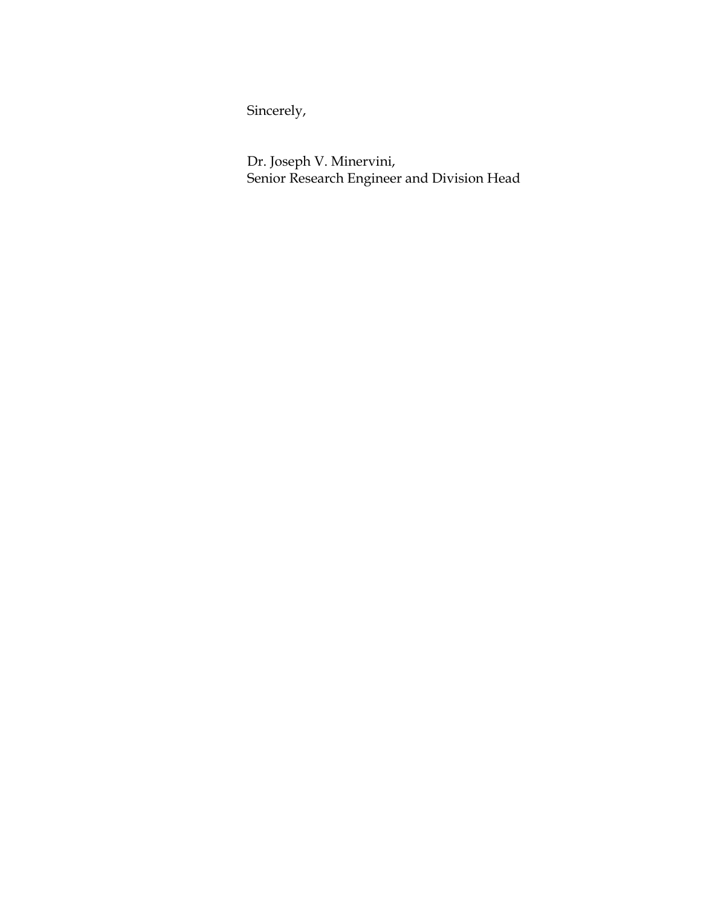Sincerely,

Dr. Joseph V. Minervini,
Senior Research Engineer and Division Head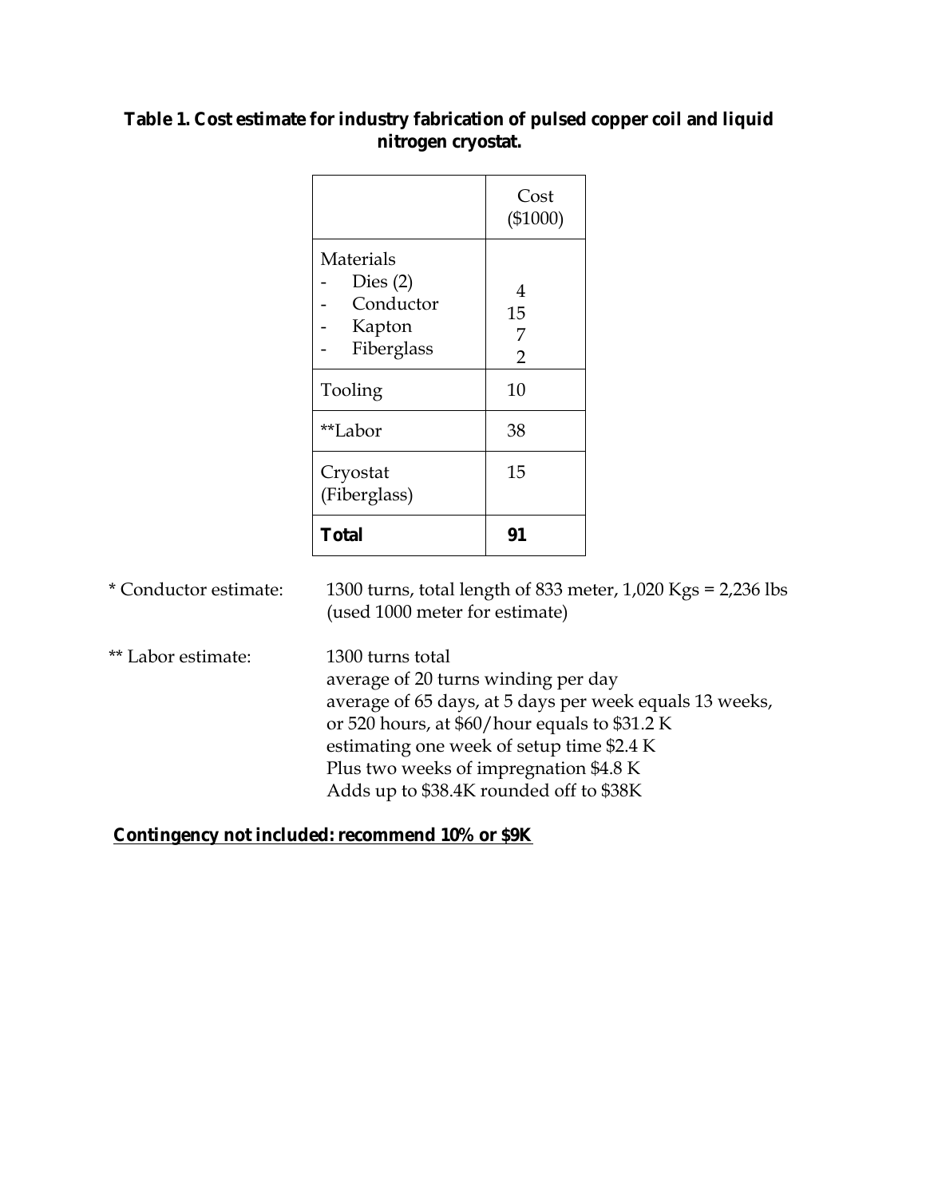**Table 1. Cost estimate for industry fabrication of pulsed copper coil and liquid nitrogen cryostat.**

| | Cost ($1000) |
|---|---|
| Materials<br>- Dies (2)<br>- Conductor<br>- Kapton<br>- Fiberglass | <br>4<br>15<br>7<br>2 |
| Tooling | 10 |
| **Labor | 38 |
| Cryostat (Fiberglass) | 15 |
| **Total** | **91** |

\* Conductor estimate: 1300 turns, total length of 833 meter, 1,020 Kgs = 2,236 lbs (used 1000 meter for estimate)

** Labor estimate:
1300 turns total
average of 20 turns winding per day
average of 65 days, at 5 days per week equals 13 weeks, or 520 hours, at $60/hour equals to $31.2 K
estimating one week of setup time $2.4 K
Plus two weeks of impregnation $4.8 K
Adds up to $38.4K rounded off to $38K

**Contingency not included: recommend 10% or $9K**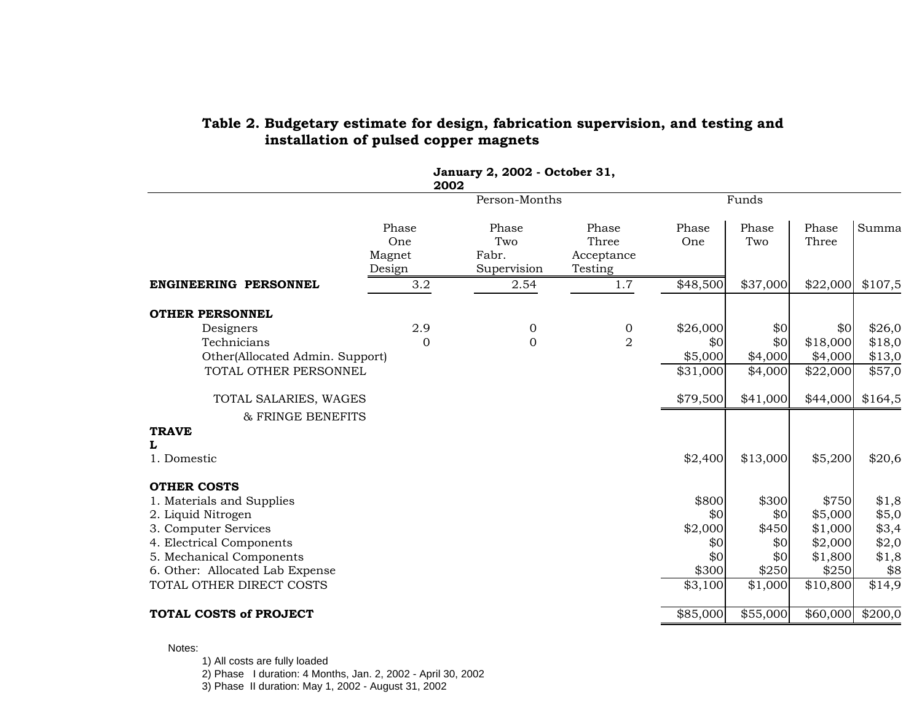**Table 2. Budgetary estimate for design, fabrication supervision, and testing and installation of pulsed copper magnets**

**January 2, 2002 - October 31, 2002**

| | Person-Months | | | Funds | | | |
|---|---|---|---|---|---|---|---|
| | Phase One Magnet Design | Phase Two Fabr. Supervision | Phase Three Acceptance Testing | Phase One | Phase Two | Phase Three | Summa |
| **ENGINEERING PERSONNEL** | 3.2 | 2.54 | 1.7 | $48,500 | $37,000 | $22,000 | $107,5 |
| **OTHER PERSONNEL** | | | | | | | |
| Designers | 2.9 | 0 | 0 | $26,000 | $0 | $0 | $26,0 |
| Technicians | 0 | 0 | 2 | $0 | $0 | $18,000 | $18,0 |
| Other(Allocated Admin. Support) | | | | $5,000 | $4,000 | $4,000 | $13,0 |
| TOTAL OTHER PERSONNEL | | | | $31,000 | $4,000 | $22,000 | $57,0 |
| TOTAL SALARIES, WAGES & FRINGE BENEFITS | | | | $79,500 | $41,000 | $44,000 | $164,5 |
| **TRAVEL** | | | | | | | |
| 1. Domestic | | | | $2,400 | $13,000 | $5,200 | $20,6 |
| **OTHER COSTS** | | | | | | | |
| 1. Materials and Supplies | | | | $800 | $300 | $750 | $1,8 |
| 2. Liquid Nitrogen | | | | $0 | $0 | $5,000 | $5,0 |
| 3. Computer Services | | | | $2,000 | $450 | $1,000 | $3,4 |
| 4. Electrical Components | | | | $0 | $0 | $2,000 | $2,0 |
| 5. Mechanical Components | | | | $0 | $0 | $1,800 | $1,8 |
| 6. Other: Allocated Lab Expense | | | | $300 | $250 | $250 | $8 |
| TOTAL OTHER DIRECT COSTS | | | | $3,100 | $1,000 | $10,800 | $14,9 |
| **TOTAL COSTS of PROJECT** | | | | $85,000 | $55,000 | $60,000 | $200,0 |

Notes:

1) All costs are fully loaded
2) Phase I duration: 4 Months, Jan. 2, 2002 - April 30, 2002
3) Phase II duration: May 1, 2002 - August 31, 2002